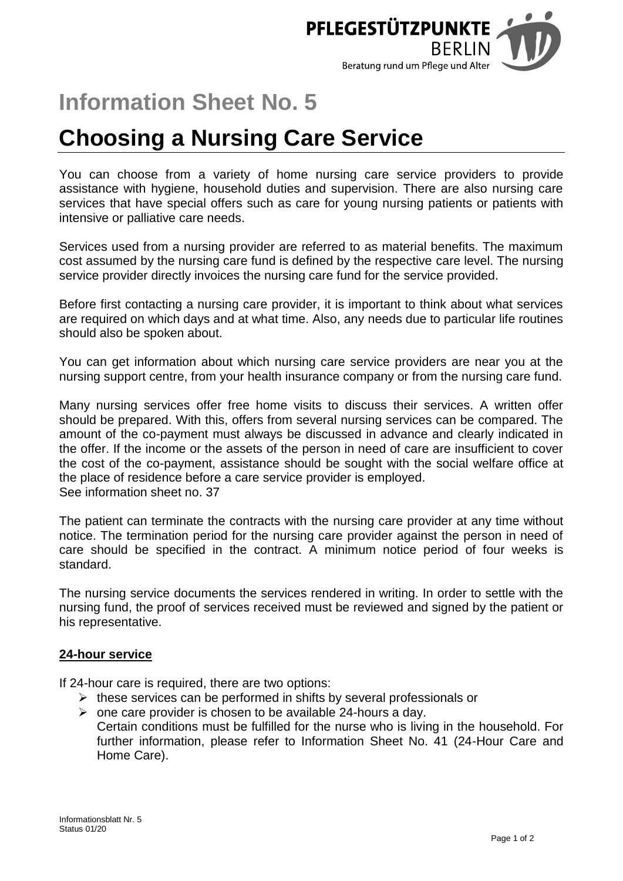PFLEGESTÜTZPUNKTE BERLIN
Beratung rund um Pflege und Alter

# Information Sheet No. 5

# Choosing a Nursing Care Service

You can choose from a variety of home nursing care service providers to provide assistance with hygiene, household duties and supervision. There are also nursing care services that have special offers such as care for young nursing patients or patients with intensive or palliative care needs.

Services used from a nursing provider are referred to as material benefits. The maximum cost assumed by the nursing care fund is defined by the respective care level. The nursing service provider directly invoices the nursing care fund for the service provided.

Before first contacting a nursing care provider, it is important to think about what services are required on which days and at what time. Also, any needs due to particular life routines should also be spoken about.

You can get information about which nursing care service providers are near you at the nursing support centre, from your health insurance company or from the nursing care fund.

Many nursing services offer free home visits to discuss their services. A written offer should be prepared. With this, offers from several nursing services can be compared. The amount of the co-payment must always be discussed in advance and clearly indicated in the offer. If the income or the assets of the person in need of care are insufficient to cover the cost of the co-payment, assistance should be sought with the social welfare office at the place of residence before a care service provider is employed.
See information sheet no. 37

The patient can terminate the contracts with the nursing care provider at any time without notice. The termination period for the nursing care provider against the person in need of care should be specified in the contract. A minimum notice period of four weeks is standard.

The nursing service documents the services rendered in writing. In order to settle with the nursing fund, the proof of services received must be reviewed and signed by the patient or his representative.

## 24-hour service

If 24-hour care is required, there are two options:

- these services can be performed in shifts by several professionals or
- one care provider is chosen to be available 24-hours a day.
  Certain conditions must be fulfilled for the nurse who is living in the household. For further information, please refer to Information Sheet No. 41 (24-Hour Care and Home Care).

Informationsblatt Nr. 5
Status 01/20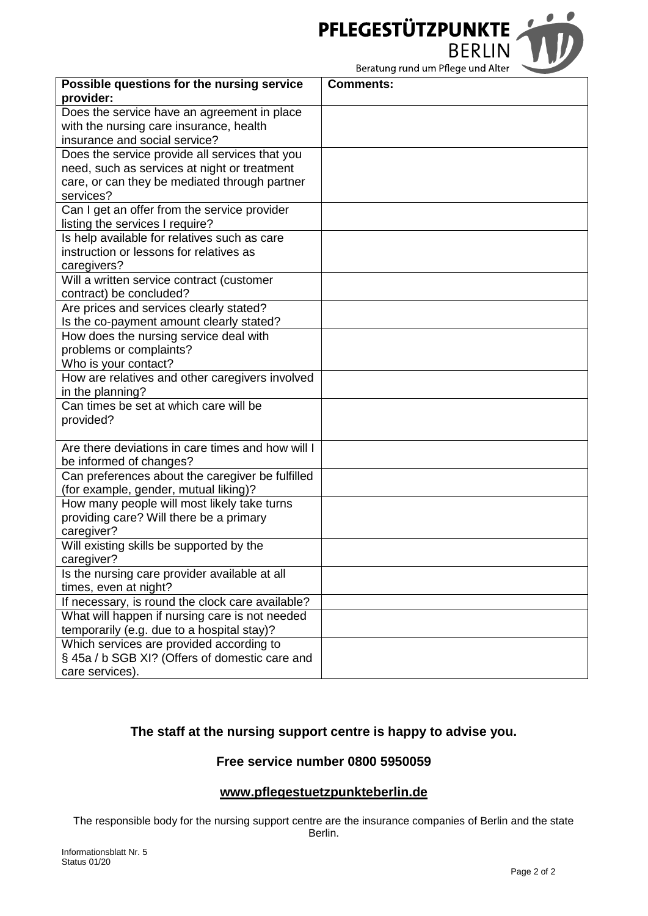| Possible questions for the nursing service provider: | Comments: |
|---|---|
| Does the service have an agreement in place with the nursing care insurance, health insurance and social service? | |
| Does the service provide all services that you need, such as services at night or treatment care, or can they be mediated through partner services? | |
| Can I get an offer from the service provider listing the services I require? | |
| Is help available for relatives such as care instruction or lessons for relatives as caregivers? | |
| Will a written service contract (customer contract) be concluded? | |
| Are prices and services clearly stated? Is the co-payment amount clearly stated? | |
| How does the nursing service deal with problems or complaints? Who is your contact? | |
| How are relatives and other caregivers involved in the planning? | |
| Can times be set at which care will be provided? | |
| Are there deviations in care times and how will I be informed of changes? | |
| Can preferences about the caregiver be fulfilled (for example, gender, mutual liking)? | |
| How many people will most likely take turns providing care? Will there be a primary caregiver? | |
| Will existing skills be supported by the caregiver? | |
| Is the nursing care provider available at all times, even at night? | |
| If necessary, is round the clock care available? | |
| What will happen if nursing care is not needed temporarily (e.g. due to a hospital stay)? | |
| Which services are provided according to § 45a / b SGB XI? (Offers of domestic care and care services). | |

**The staff at the nursing support centre is happy to advise you.**

**Free service number 0800 5950059**

**www.pflegestuetzpunkteberlin.de**

The responsible body for the nursing support centre are the insurance companies of Berlin and the state Berlin.

Informationsblatt Nr. 5
Status 01/20